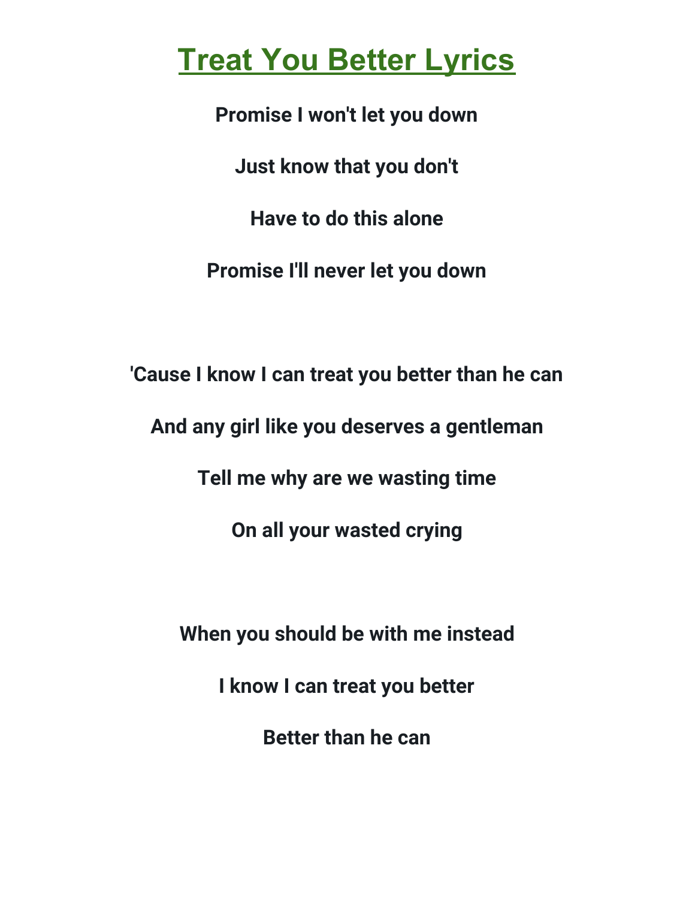# Treat You Better Lyrics

**Promise I won't let you down**

**Just know that you don't**

**Have to do this alone**

**Promise I'll never let you down**

**'Cause I know I can treat you better than he can**

**And any girl like you deserves a gentleman**

**Tell me why are we wasting time**

**On all your wasted crying**

**When you should be with me instead**

**I know I can treat you better**

**Better than he can**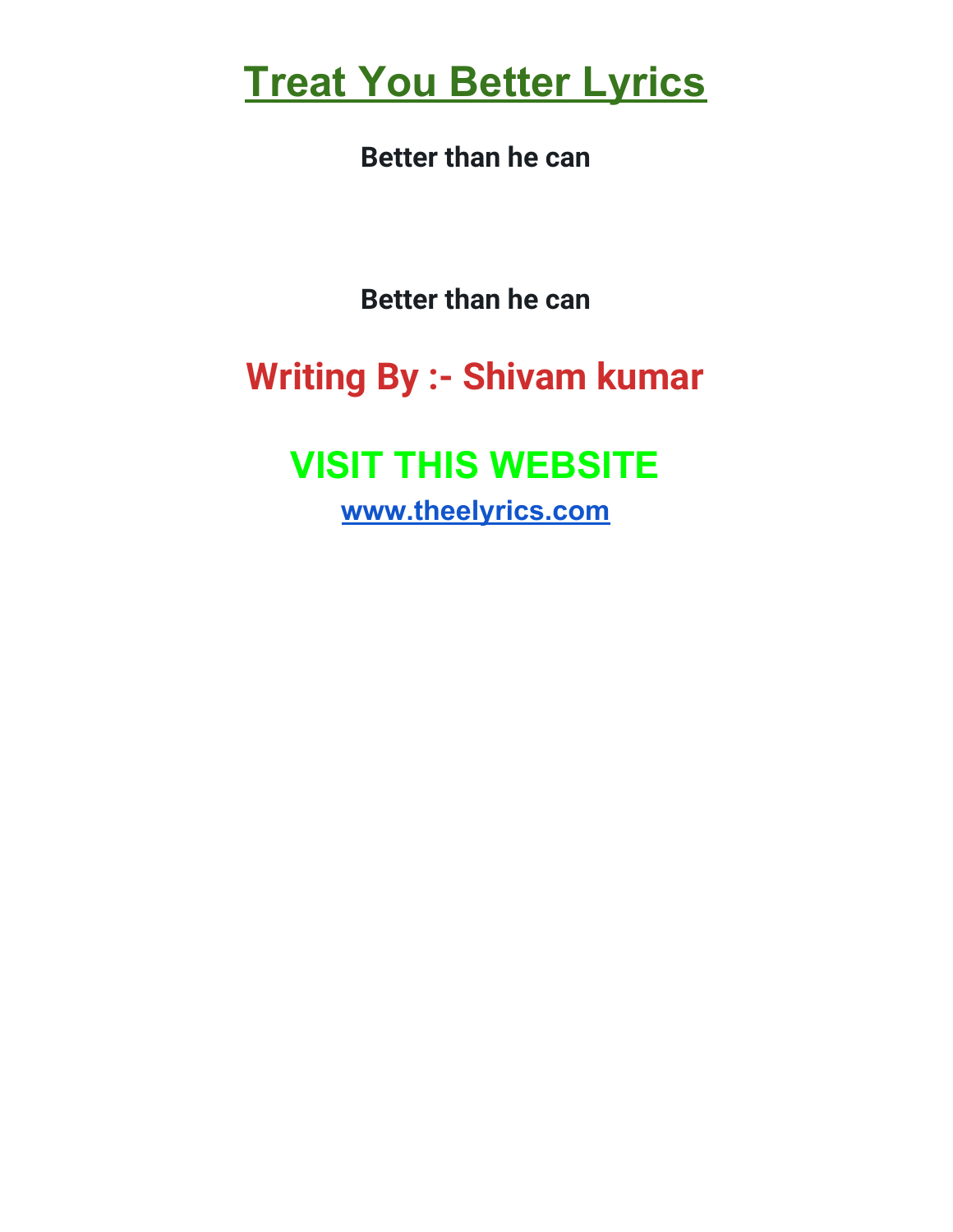# Treat You Better Lyrics

**Better than he can**

**Better than he can**

## Writing By :- Shivam kumar

## VISIT THIS WEBSITE

**www.theelyrics.com**